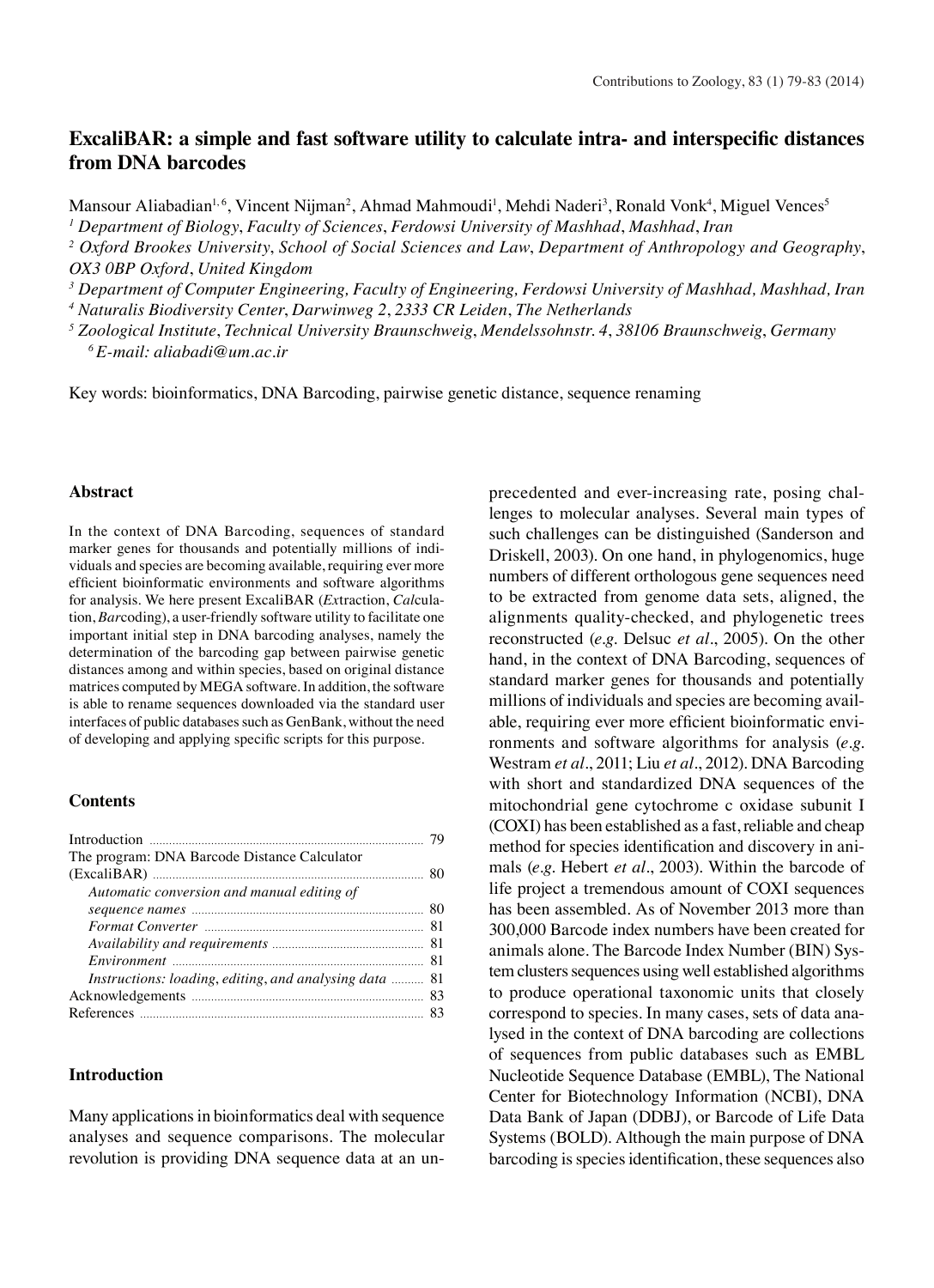# ExcaliBAR: a simple and fast software utility to calculate intra- and interspecific distances from DNA barcodes

Mansour Aliabadian[1, 6], Vincent Nijman[2], Ahmad Mahmoudi[1], Mehdi Naderi[3], Ronald Vonk[4], Miguel Vences[5]

[1] *Department of Biology, Faculty of Sciences, Ferdowsi University of Mashhad, Mashhad, Iran*

[2] *Oxford Brookes University, School of Social Sciences and Law, Department of Anthropology and Geography, OX3 0BP Oxford, United Kingdom*

[3] *Department of Computer Engineering, Faculty of Engineering, Ferdowsi University of Mashhad, Mashhad, Iran*

[4] *Naturalis Biodiversity Center, Darwinweg 2, 2333 CR Leiden, The Netherlands*

[5] *Zoological Institute, Technical University Braunschweig, Mendelssohnstr. 4, 38106 Braunschweig, Germany*

[6] *E-mail: aliabadi@um.ac.ir*

Key words: bioinformatics, DNA Barcoding, pairwise genetic distance, sequence renaming

## Abstract

In the context of DNA Barcoding, sequences of standard marker genes for thousands and potentially millions of individuals and species are becoming available, requiring ever more efficient bioinformatic environments and software algorithms for analysis. We here present ExcaliBAR (*Ex*traction, *Cal*culation, *Bar*coding), a user-friendly software utility to facilitate one important initial step in DNA barcoding analyses, namely the determination of the barcoding gap between pairwise genetic distances among and within species, based on original distance matrices computed by MEGA software. In addition, the software is able to rename sequences downloaded via the standard user interfaces of public databases such as GenBank, without the need of developing and applying specific scripts for this purpose.

## Contents

Introduction ... 79
The program: DNA Barcode Distance Calculator (ExcaliBAR) ... 80
*Automatic conversion and manual editing of sequence names* ... 80
*Format Converter* ... 81
*Availability and requirements* ... 81
*Environment* ... 81
*Instructions: loading, editing, and analysing data* ... 81
Acknowledgements ... 83
References ... 83

## Introduction

Many applications in bioinformatics deal with sequence analyses and sequence comparisons. The molecular revolution is providing DNA sequence data at an unprecedented and ever-increasing rate, posing challenges to molecular analyses. Several main types of such challenges can be distinguished (Sanderson and Driskell, 2003). On one hand, in phylogenomics, huge numbers of different orthologous gene sequences need to be extracted from genome data sets, aligned, the alignments quality-checked, and phylogenetic trees reconstructed (*e.g.* Delsuc *et al*., 2005). On the other hand, in the context of DNA Barcoding, sequences of standard marker genes for thousands and potentially millions of individuals and species are becoming available, requiring ever more efficient bioinformatic environments and software algorithms for analysis (*e.g.* Westram *et al*., 2011; Liu *et al*., 2012). DNA Barcoding with short and standardized DNA sequences of the mitochondrial gene cytochrome c oxidase subunit I (COXI) has been established as a fast, reliable and cheap method for species identification and discovery in animals (*e.g.* Hebert *et al*., 2003). Within the barcode of life project a tremendous amount of COXI sequences has been assembled. As of November 2013 more than 300,000 Barcode index numbers have been created for animals alone. The Barcode Index Number (BIN) System clusters sequences using well established algorithms to produce operational taxonomic units that closely correspond to species. In many cases, sets of data analysed in the context of DNA barcoding are collections of sequences from public databases such as EMBL Nucleotide Sequence Database (EMBL), The National Center for Biotechnology Information (NCBI), DNA Data Bank of Japan (DDBJ), or Barcode of Life Data Systems (BOLD). Although the main purpose of DNA barcoding is species identification, these sequences also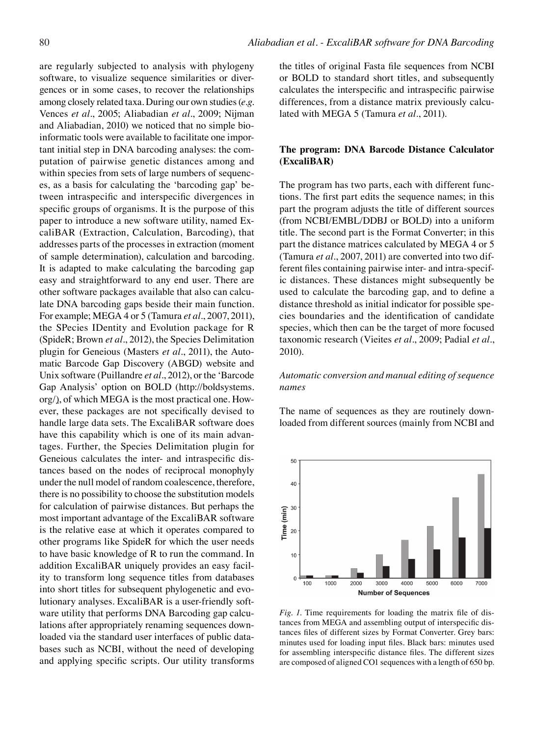are regularly subjected to analysis with phylogeny software, to visualize sequence similarities or divergences or in some cases, to recover the relationships among closely related taxa. During our own studies (*e.g.* Vences *et al*., 2005; Aliabadian *et al*., 2009; Nijman and Aliabadian, 2010) we noticed that no simple bioinformatic tools were available to facilitate one important initial step in DNA barcoding analyses: the computation of pairwise genetic distances among and within species from sets of large numbers of sequences, as a basis for calculating the 'barcoding gap' between intraspecific and interspecific divergences in specific groups of organisms. It is the purpose of this paper to introduce a new software utility, named ExcaliBAR (Extraction, Calculation, Barcoding), that addresses parts of the processes in extraction (moment of sample determination), calculation and barcoding. It is adapted to make calculating the barcoding gap easy and straightforward to any end user. There are other software packages available that also can calculate DNA barcoding gaps beside their main function. For example; MEGA 4 or 5 (Tamura *et al*., 2007, 2011), the SPecies IDentity and Evolution package for R (SpideR; Brown *et al*., 2012), the Species Delimitation plugin for Geneious (Masters *et al*., 2011), the Automatic Barcode Gap Discovery (ABGD) website and Unix software (Puillandre *et al*., 2012), or the 'Barcode Gap Analysis' option on BOLD (http://boldsystems.org/), of which MEGA is the most practical one. However, these packages are not specifically devised to handle large data sets. The ExcaliBAR software does have this capability which is one of its main advantages. Further, the Species Delimitation plugin for Geneious calculates the inter- and intraspecific distances based on the nodes of reciprocal monophyly under the null model of random coalescence, therefore, there is no possibility to choose the substitution models for calculation of pairwise distances. But perhaps the most important advantage of the ExcaliBAR software is the relative ease at which it operates compared to other programs like SpideR for which the user needs to have basic knowledge of R to run the command. In addition ExcaliBAR uniquely provides an easy facility to transform long sequence titles from databases into short titles for subsequent phylogenetic and evolutionary analyses. ExcaliBAR is a user-friendly software utility that performs DNA Barcoding gap calculations after appropriately renaming sequences downloaded via the standard user interfaces of public databases such as NCBI, without the need of developing and applying specific scripts. Our utility transforms the titles of original Fasta file sequences from NCBI or BOLD to standard short titles, and subsequently calculates the interspecific and intraspecific pairwise differences, from a distance matrix previously calculated with MEGA 5 (Tamura *et al*., 2011).

## The program: DNA Barcode Distance Calculator (ExcaliBAR)

The program has two parts, each with different functions. The first part edits the sequence names; in this part the program adjusts the title of different sources (from NCBI/EMBL/DDBJ or BOLD) into a uniform title. The second part is the Format Converter; in this part the distance matrices calculated by MEGA 4 or 5 (Tamura *et al*., 2007, 2011) are converted into two different files containing pairwise inter- and intra-specific distances. These distances might subsequently be used to calculate the barcoding gap, and to define a distance threshold as initial indicator for possible species boundaries and the identification of candidate species, which then can be the target of more focused taxonomic research (Vieites *et al*., 2009; Padial *et al*., 2010).

### *Automatic conversion and manual editing of sequence names*

The name of sequences as they are routinely downloaded from different sources (mainly from NCBI and

50
40
30
20
10
0
Time (min)
100 1000 2000 3000 4000 5000 6000 7000
Number of Sequences

*Fig. 1.* Time requirements for loading the matrix file of distances from MEGA and assembling output of interspecific distances files of different sizes by Format Converter. Grey bars: minutes used for loading input files. Black bars: minutes used for assembling interspecific distance files. The different sizes are composed of aligned CO1 sequences with a length of 650 bp.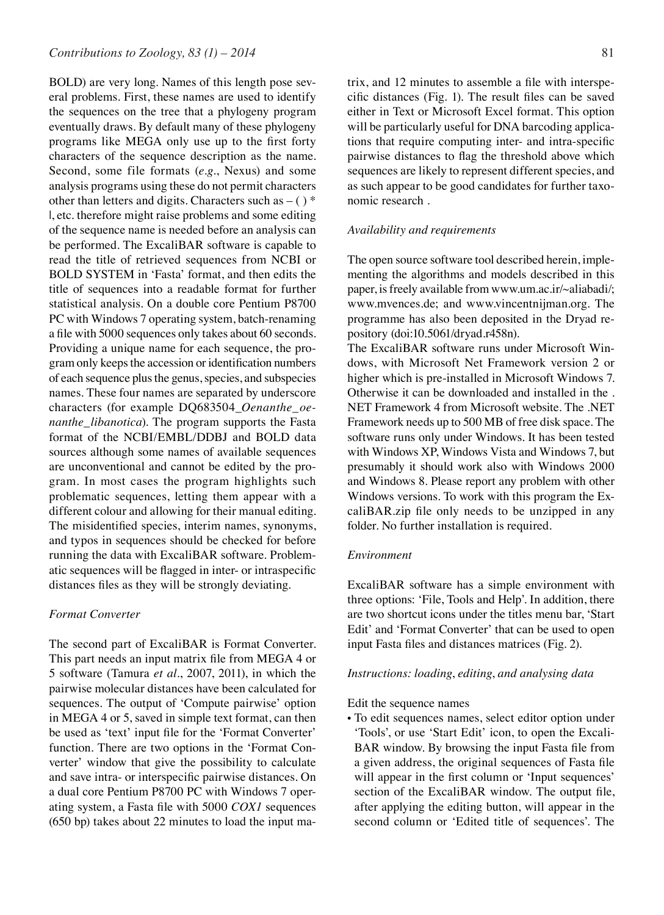BOLD) are very long. Names of this length pose several problems. First, these names are used to identify the sequences on the tree that a phylogeny program eventually draws. By default many of these phylogeny programs like MEGA only use up to the first forty characters of the sequence description as the name. Second, some file formats (*e.g.*, Nexus) and some analysis programs using these do not permit characters other than letters and digits. Characters such as – ( ) * |, etc. therefore might raise problems and some editing of the sequence name is needed before an analysis can be performed. The ExcaliBAR software is capable to read the title of retrieved sequences from NCBI or BOLD SYSTEM in 'Fasta' format, and then edits the title of sequences into a readable format for further statistical analysis. On a double core Pentium P8700 PC with Windows 7 operating system, batch-renaming a file with 5000 sequences only takes about 60 seconds. Providing a unique name for each sequence, the program only keeps the accession or identification numbers of each sequence plus the genus, species, and subspecies names. These four names are separated by underscore characters (for example DQ683504_*Oenanthe_oenanthe_libanotica*). The program supports the Fasta format of the NCBI/EMBL/DDBJ and BOLD data sources although some names of available sequences are unconventional and cannot be edited by the program. In most cases the program highlights such problematic sequences, letting them appear with a different colour and allowing for their manual editing. The misidentified species, interim names, synonyms, and typos in sequences should be checked for before running the data with ExcaliBAR software. Problematic sequences will be flagged in inter- or intraspecific distances files as they will be strongly deviating.

### *Format Converter*

The second part of ExcaliBAR is Format Converter. This part needs an input matrix file from MEGA 4 or 5 software (Tamura *et al*., 2007, 2011), in which the pairwise molecular distances have been calculated for sequences. The output of 'Compute pairwise' option in MEGA 4 or 5, saved in simple text format, can then be used as 'text' input file for the 'Format Converter' function. There are two options in the 'Format Converter' window that give the possibility to calculate and save intra- or interspecific pairwise distances. On a dual core Pentium P8700 PC with Windows 7 operating system, a Fasta file with 5000 *COX1* sequences (650 bp) takes about 22 minutes to load the input matrix, and 12 minutes to assemble a file with interspecific distances (Fig. 1). The result files can be saved either in Text or Microsoft Excel format. This option will be particularly useful for DNA barcoding applications that require computing inter- and intra-specific pairwise distances to flag the threshold above which sequences are likely to represent different species, and as such appear to be good candidates for further taxonomic research .

### *Availability and requirements*

The open source software tool described herein, implementing the algorithms and models described in this paper, is freely available from www.um.ac.ir/~aliabadi/; www.mvences.de; and www.vincentnijman.org. The programme has also been deposited in the Dryad repository (doi:10.5061/dryad.r458n).

The ExcaliBAR software runs under Microsoft Windows, with Microsoft Net Framework version 2 or higher which is pre-installed in Microsoft Windows 7. Otherwise it can be downloaded and installed in the . NET Framework 4 from Microsoft website. The .NET Framework needs up to 500 MB of free disk space. The software runs only under Windows. It has been tested with Windows XP, Windows Vista and Windows 7, but presumably it should work also with Windows 2000 and Windows 8. Please report any problem with other Windows versions. To work with this program the ExcaliBAR.zip file only needs to be unzipped in any folder. No further installation is required.

### *Environment*

ExcaliBAR software has a simple environment with three options: 'File, Tools and Help'. In addition, there are two shortcut icons under the titles menu bar, 'Start Edit' and 'Format Converter' that can be used to open input Fasta files and distances matrices (Fig. 2).

### *Instructions: loading, editing, and analysing data*

Edit the sequence names

- To edit sequences names, select editor option under 'Tools', or use 'Start Edit' icon, to open the ExcaliBAR window. By browsing the input Fasta file from a given address, the original sequences of Fasta file will appear in the first column or 'Input sequences' section of the ExcaliBAR window. The output file, after applying the editing button, will appear in the second column or 'Edited title of sequences'. The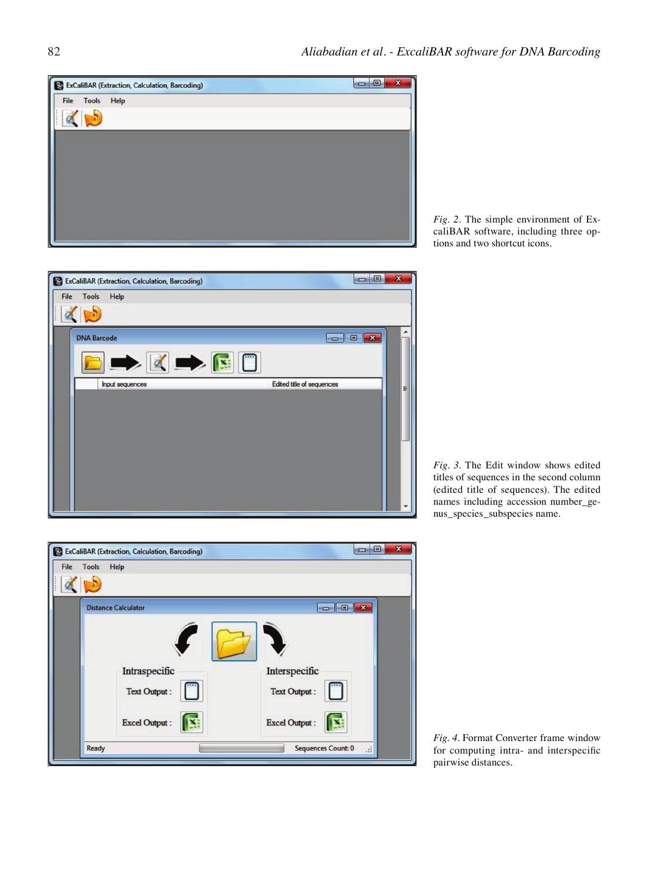*Fig. 2*. The simple environment of ExcaliBAR software, including three options and two shortcut icons.

*Fig. 3*. The Edit window shows edited titles of sequences in the second column (edited title of sequences). The edited names including accession number_genus_species_subspecies name.

*Fig. 4*. Format Converter frame window for computing intra- and interspecific pairwise distances.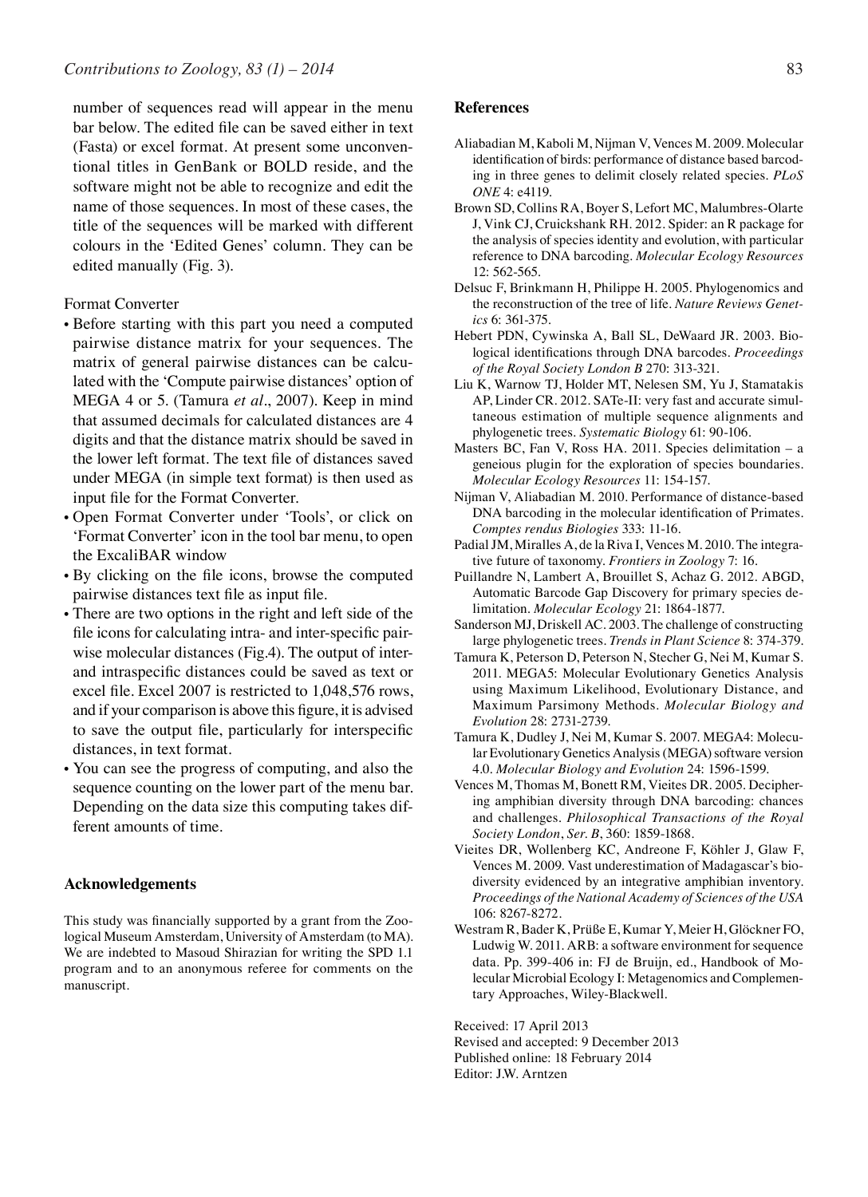number of sequences read will appear in the menu bar below. The edited file can be saved either in text (Fasta) or excel format. At present some unconventional titles in GenBank or BOLD reside, and the software might not be able to recognize and edit the name of those sequences. In most of these cases, the title of the sequences will be marked with different colours in the 'Edited Genes' column. They can be edited manually (Fig. 3).

Format Converter

- Before starting with this part you need a computed pairwise distance matrix for your sequences. The matrix of general pairwise distances can be calculated with the 'Compute pairwise distances' option of MEGA 4 or 5. (Tamura *et al*., 2007). Keep in mind that assumed decimals for calculated distances are 4 digits and that the distance matrix should be saved in the lower left format. The text file of distances saved under MEGA (in simple text format) is then used as input file for the Format Converter.
- Open Format Converter under 'Tools', or click on 'Format Converter' icon in the tool bar menu, to open the ExcaliBAR window
- By clicking on the file icons, browse the computed pairwise distances text file as input file.
- There are two options in the right and left side of the file icons for calculating intra- and inter-specific pairwise molecular distances (Fig.4). The output of inter- and intraspecific distances could be saved as text or excel file. Excel 2007 is restricted to 1,048,576 rows, and if your comparison is above this figure, it is advised to save the output file, particularly for interspecific distances, in text format.
- You can see the progress of computing, and also the sequence counting on the lower part of the menu bar. Depending on the data size this computing takes different amounts of time.

## Acknowledgements

This study was financially supported by a grant from the Zoological Museum Amsterdam, University of Amsterdam (to MA). We are indebted to Masoud Shirazian for writing the SPD 1.1 program and to an anonymous referee for comments on the manuscript.

## References

Aliabadian M, Kaboli M, Nijman V, Vences M. 2009. Molecular identification of birds: performance of distance based barcoding in three genes to delimit closely related species. *PLoS ONE* 4: e4119.

Brown SD, Collins RA, Boyer S, Lefort MC, Malumbres-Olarte J, Vink CJ, Cruickshank RH. 2012. Spider: an R package for the analysis of species identity and evolution, with particular reference to DNA barcoding. *Molecular Ecology Resources* 12: 562-565.

Delsuc F, Brinkmann H, Philippe H. 2005. Phylogenomics and the reconstruction of the tree of life. *Nature Reviews Genetics* 6: 361-375.

Hebert PDN, Cywinska A, Ball SL, DeWaard JR. 2003. Biological identifications through DNA barcodes. *Proceedings of the Royal Society London B* 270: 313-321.

Liu K, Warnow TJ, Holder MT, Nelesen SM, Yu J, Stamatakis AP, Linder CR. 2012. SATe-II: very fast and accurate simultaneous estimation of multiple sequence alignments and phylogenetic trees. *Systematic Biology* 61: 90-106.

Masters BC, Fan V, Ross HA. 2011. Species delimitation – a geneious plugin for the exploration of species boundaries. *Molecular Ecology Resources* 11: 154-157.

Nijman V, Aliabadian M. 2010. Performance of distance-based DNA barcoding in the molecular identification of Primates. *Comptes rendus Biologies* 333: 11-16.

Padial JM, Miralles A, de la Riva I, Vences M. 2010. The integrative future of taxonomy. *Frontiers in Zoology* 7: 16.

Puillandre N, Lambert A, Brouillet S, Achaz G. 2012. ABGD, Automatic Barcode Gap Discovery for primary species delimitation. *Molecular Ecology* 21: 1864-1877.

Sanderson MJ, Driskell AC. 2003. The challenge of constructing large phylogenetic trees. *Trends in Plant Science* 8: 374-379.

Tamura K, Peterson D, Peterson N, Stecher G, Nei M, Kumar S. 2011. MEGA5: Molecular Evolutionary Genetics Analysis using Maximum Likelihood, Evolutionary Distance, and Maximum Parsimony Methods. *Molecular Biology and Evolution* 28: 2731-2739.

Tamura K, Dudley J, Nei M, Kumar S. 2007. MEGA4: Molecular Evolutionary Genetics Analysis (MEGA) software version 4.0. *Molecular Biology and Evolution* 24: 1596-1599.

Vences M, Thomas M, Bonett RM, Vieites DR. 2005. Deciphering amphibian diversity through DNA barcoding: chances and challenges. *Philosophical Transactions of the Royal Society London*, *Ser. B*, 360: 1859-1868.

Vieites DR, Wollenberg KC, Andreone F, Köhler J, Glaw F, Vences M. 2009. Vast underestimation of Madagascar's biodiversity evidenced by an integrative amphibian inventory. *Proceedings of the National Academy of Sciences of the USA* 106: 8267-8272.

Westram R, Bader K, Prüße E, Kumar Y, Meier H, Glöckner FO, Ludwig W. 2011. ARB: a software environment for sequence data. Pp. 399-406 in: FJ de Bruijn, ed., Handbook of Molecular Microbial Ecology I: Metagenomics and Complementary Approaches, Wiley-Blackwell.

Received: 17 April 2013
Revised and accepted: 9 December 2013
Published online: 18 February 2014
Editor: J.W. Arntzen